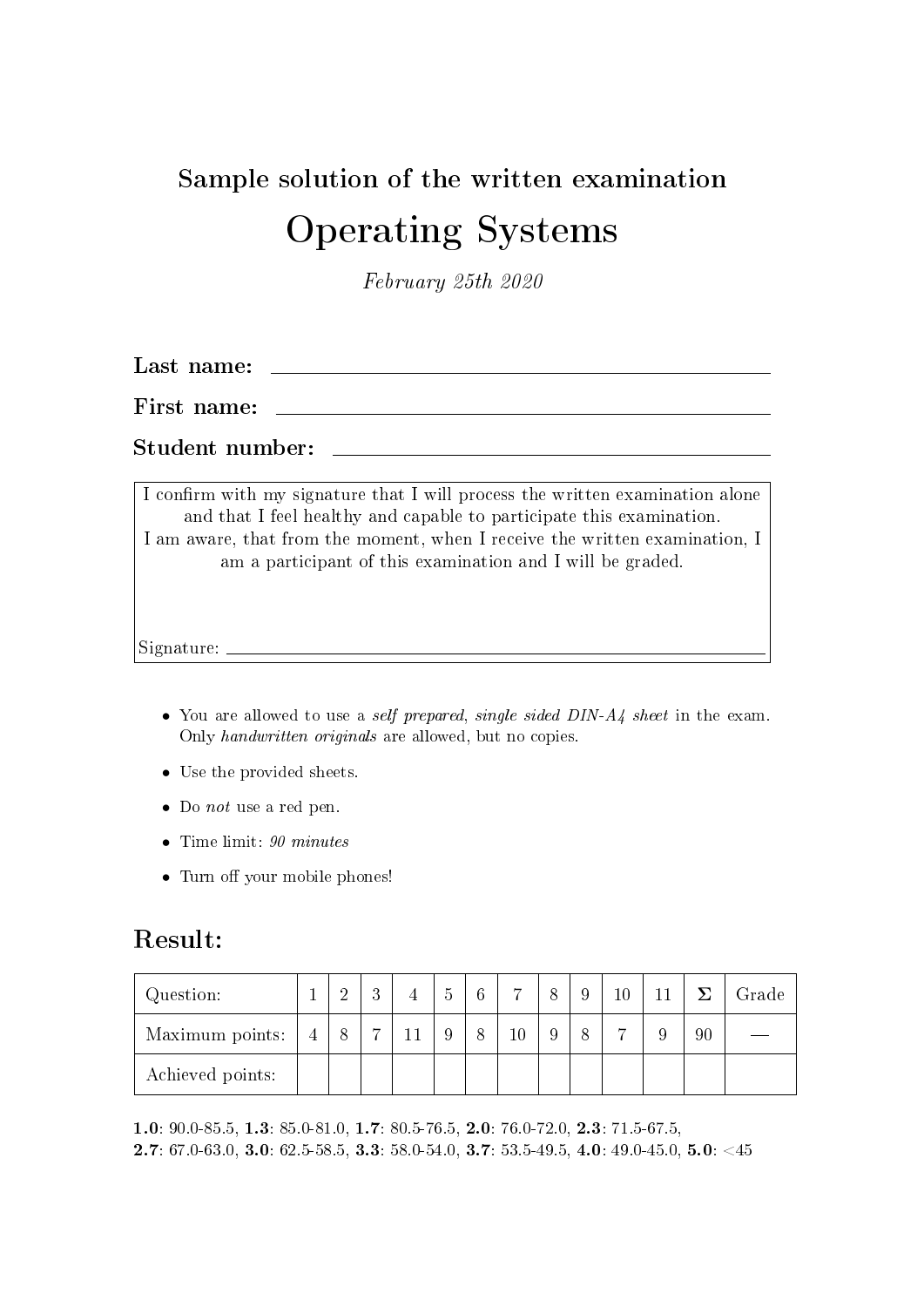## Sample solution of the written examination

# Operating Systems

*February 25th 2020*

**Last name:** ______________________________

**First name:** ______________________________

**Student number:** ______________________________

I confirm with my signature that I will process the written examination alone and that I feel healthy and capable to participate this examination.
I am aware, that from the moment, when I receive the written examination, I am a participant of this examination and I will be graded.

Signature: ______________________________

- You are allowed to use a *self prepared, single sided DIN-A4 sheet* in the exam. Only *handwritten originals* are allowed, but no copies.
- Use the provided sheets.
- Do *not* use a red pen.
- Time limit: *90 minutes*
- Turn off your mobile phones!

## Result:

| Question: | 1 | 2 | 3 | 4 | 5 | 6 | 7 | 8 | 9 | 10 | 11 | Σ | Grade |
|---|---|---|---|---|---|---|---|---|---|---|---|---|---|
| Maximum points: | 4 | 8 | 7 | 11 | 9 | 8 | 10 | 9 | 8 | 7 | 9 | 90 | — |
| Achieved points: | | | | | | | | | | | | | |

**1.0**: 90.0-85.5, **1.3**: 85.0-81.0, **1.7**: 80.5-76.5, **2.0**: 76.0-72.0, **2.3**: 71.5-67.5,
**2.7**: 67.0-63.0, **3.0**: 62.5-58.5, **3.3**: 58.0-54.0, **3.7**: 53.5-49.5, **4.0**: 49.0-45.0, **5.0**: <45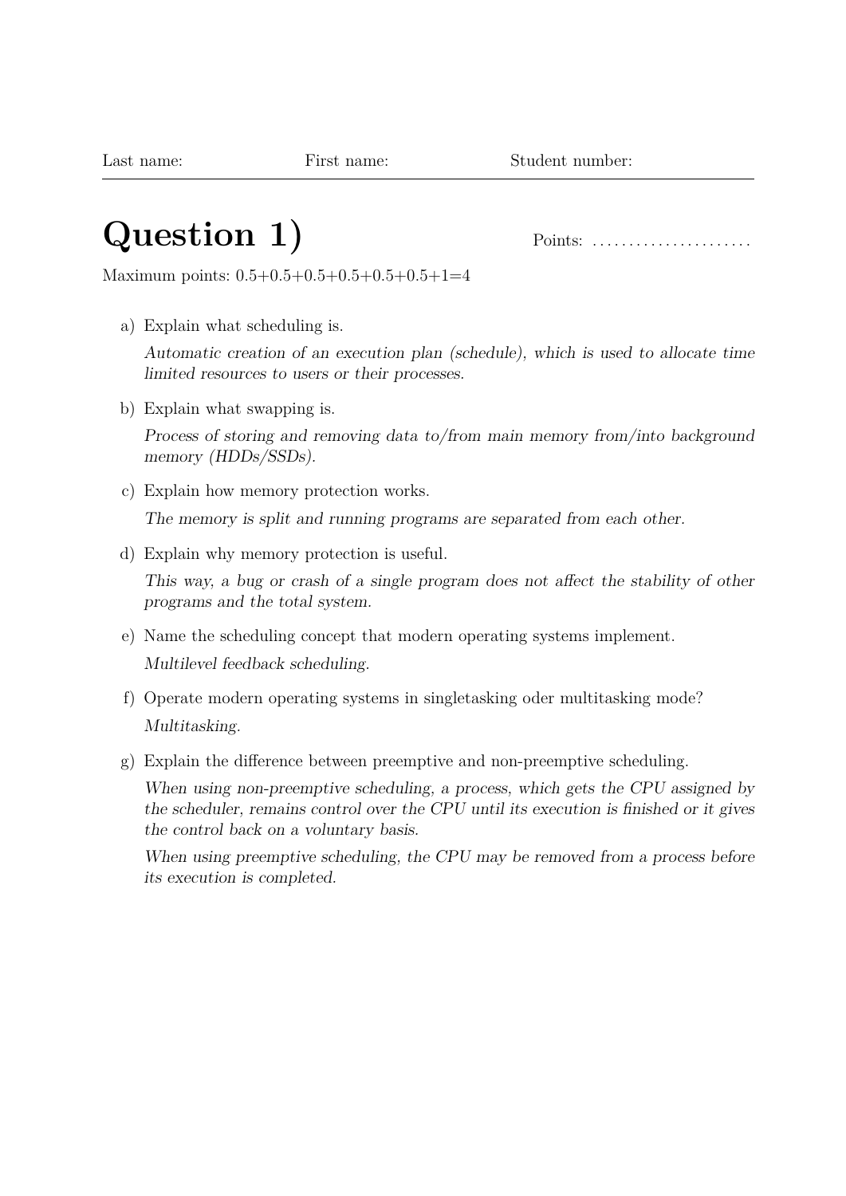Last name: First name: Student number:

# Question 1)

Points: ......................

Maximum points: 0.5+0.5+0.5+0.5+0.5+0.5+1=4

a) Explain what scheduling is.

   *Automatic creation of an execution plan (schedule), which is used to allocate time limited resources to users or their processes.*

b) Explain what swapping is.

   *Process of storing and removing data to/from main memory from/into background memory (HDDs/SSDs).*

c) Explain how memory protection works.

   *The memory is split and running programs are separated from each other.*

d) Explain why memory protection is useful.

   *This way, a bug or crash of a single program does not affect the stability of other programs and the total system.*

e) Name the scheduling concept that modern operating systems implement.

   *Multilevel feedback scheduling.*

f) Operate modern operating systems in singletasking oder multitasking mode?

   *Multitasking.*

g) Explain the difference between preemptive and non-preemptive scheduling.

   *When using non-preemptive scheduling, a process, which gets the CPU assigned by the scheduler, remains control over the CPU until its execution is finished or it gives the control back on a voluntary basis.*

   *When using preemptive scheduling, the CPU may be removed from a process before its execution is completed.*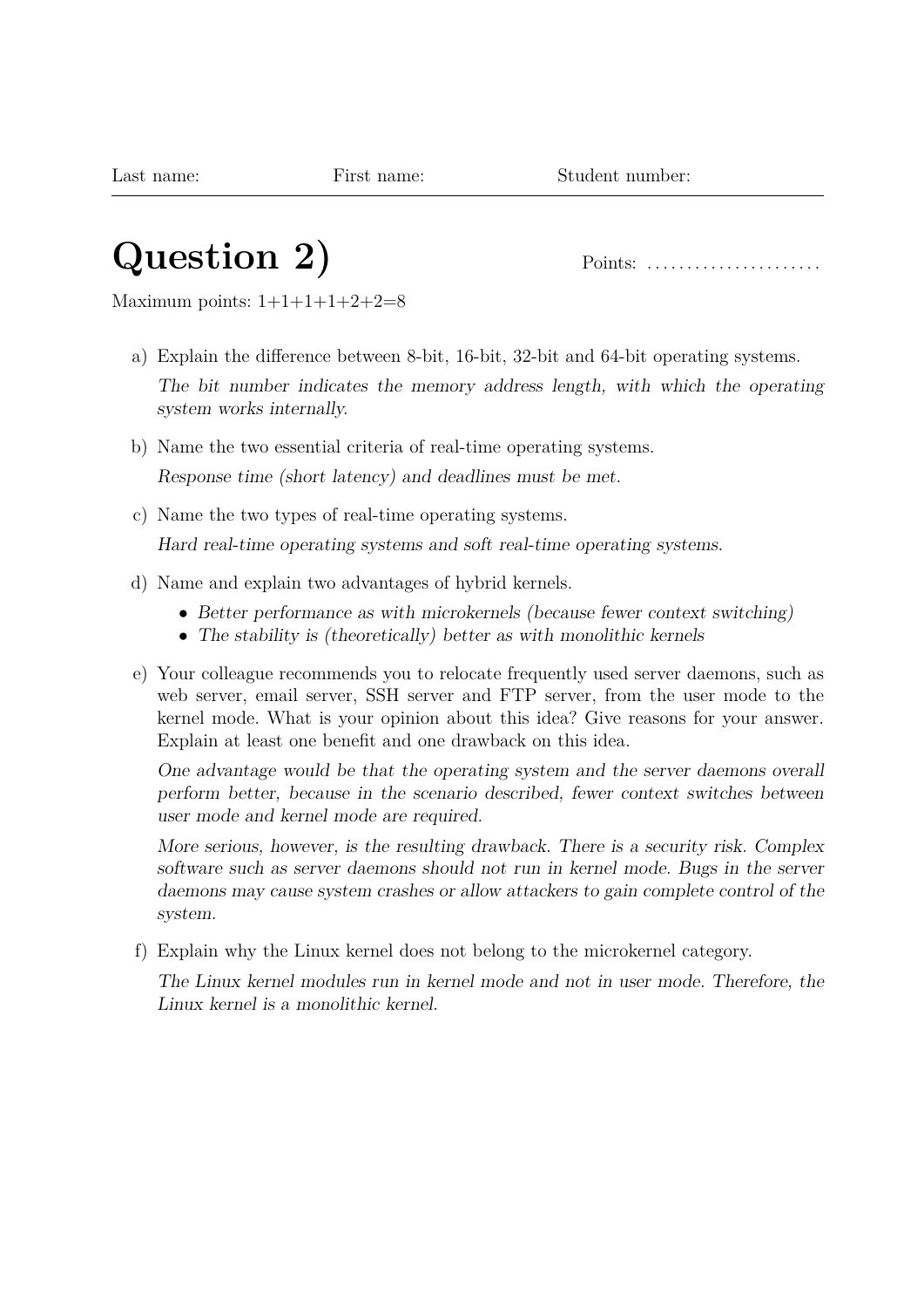Last name: First name: Student number:

# Question 2)

Points: ......................

Maximum points: 1+1+1+1+2+2=8

a) Explain the difference between 8-bit, 16-bit, 32-bit and 64-bit operating systems.

*The bit number indicates the memory address length, with which the operating system works internally.*

b) Name the two essential criteria of real-time operating systems.

*Response time (short latency) and deadlines must be met.*

c) Name the two types of real-time operating systems.

*Hard real-time operating systems and soft real-time operating systems.*

d) Name and explain two advantages of hybrid kernels.

- *Better performance as with microkernels (because fewer context switching)*
- *The stability is (theoretically) better as with monolithic kernels*

e) Your colleague recommends you to relocate frequently used server daemons, such as web server, email server, SSH server and FTP server, from the user mode to the kernel mode. What is your opinion about this idea? Give reasons for your answer. Explain at least one benefit and one drawback on this idea.

*One advantage would be that the operating system and the server daemons overall perform better, because in the scenario described, fewer context switches between user mode and kernel mode are required.*

*More serious, however, is the resulting drawback. There is a security risk. Complex software such as server daemons should not run in kernel mode. Bugs in the server daemons may cause system crashes or allow attackers to gain complete control of the system.*

f) Explain why the Linux kernel does not belong to the microkernel category.

*The Linux kernel modules run in kernel mode and not in user mode. Therefore, the Linux kernel is a monolithic kernel.*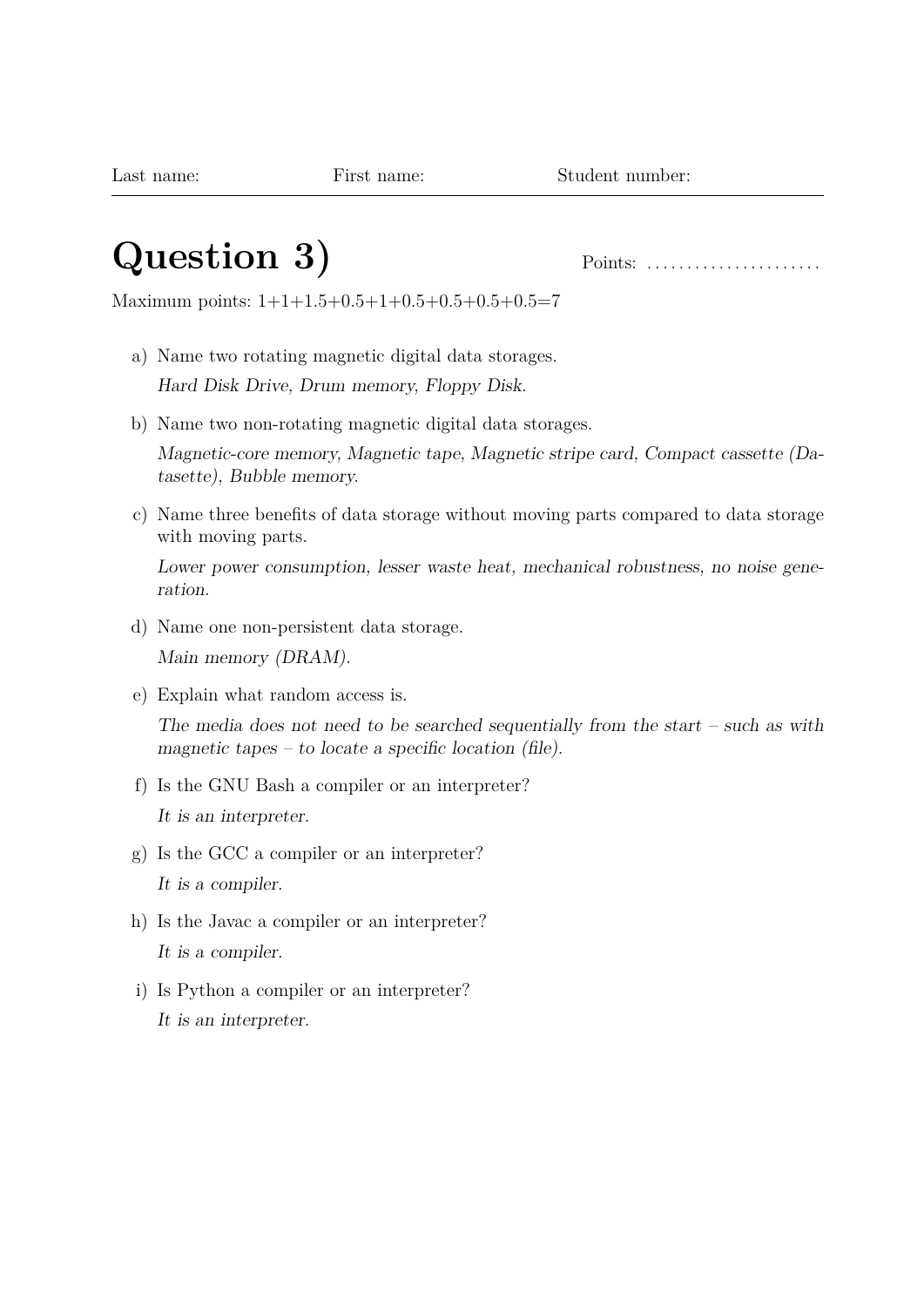Last name: First name: Student number:

# Question 3)

Points: ......................

Maximum points: 1+1+1.5+0.5+1+0.5+0.5+0.5+0.5=7

a) Name two rotating magnetic digital data storages.

   *Hard Disk Drive, Drum memory, Floppy Disk.*

b) Name two non-rotating magnetic digital data storages.

   *Magnetic-core memory, Magnetic tape, Magnetic stripe card, Compact cassette (Datasette), Bubble memory.*

c) Name three benefits of data storage without moving parts compared to data storage with moving parts.

   *Lower power consumption, lesser waste heat, mechanical robustness, no noise generation.*

d) Name one non-persistent data storage.

   *Main memory (DRAM).*

e) Explain what random access is.

   *The media does not need to be searched sequentially from the start – such as with magnetic tapes – to locate a specific location (file).*

f) Is the GNU Bash a compiler or an interpreter?

   *It is an interpreter.*

g) Is the GCC a compiler or an interpreter?

   *It is a compiler.*

h) Is the Javac a compiler or an interpreter?

   *It is a compiler.*

i) Is Python a compiler or an interpreter?

   *It is an interpreter.*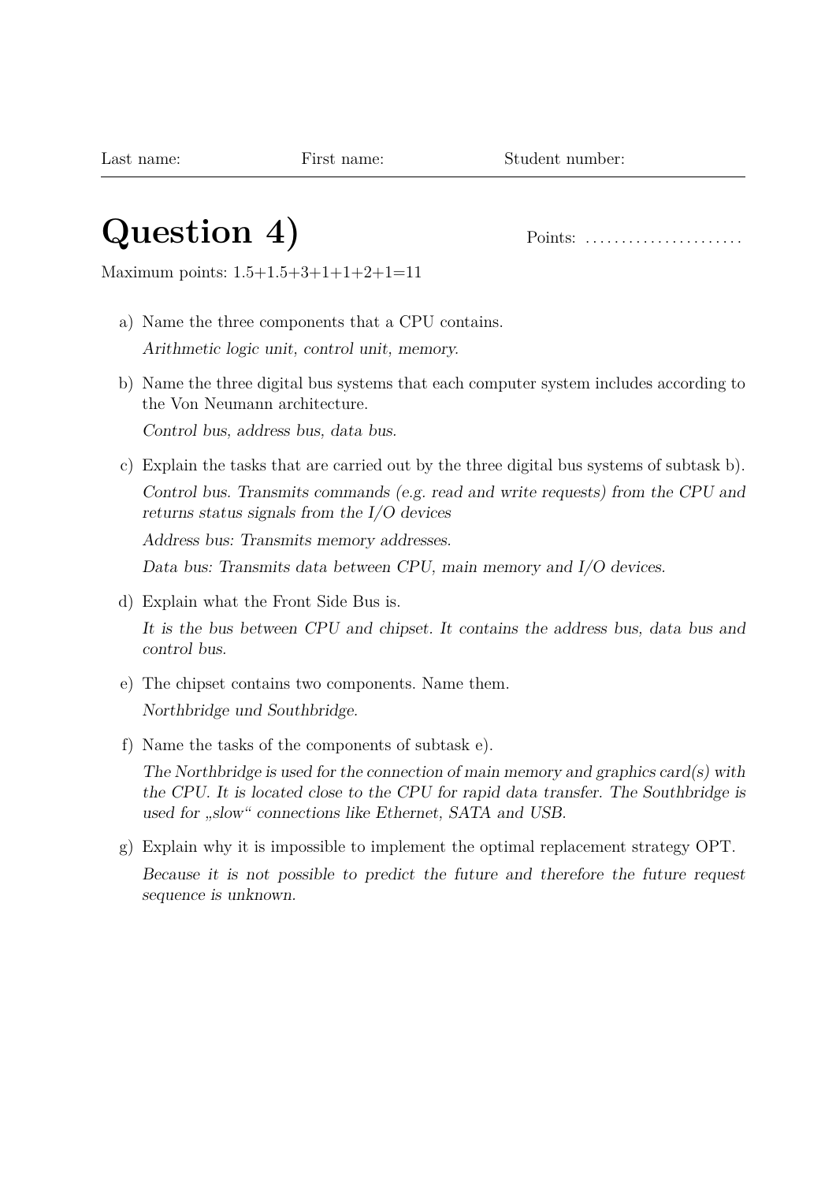Last name: First name: Student number:

# Question 4)

Points: ......................

Maximum points: 1.5+1.5+3+1+1+2+1=11

a) Name the three components that a CPU contains.

*Arithmetic logic unit, control unit, memory.*

b) Name the three digital bus systems that each computer system includes according to the Von Neumann architecture.

*Control bus, address bus, data bus.*

c) Explain the tasks that are carried out by the three digital bus systems of subtask b).

*Control bus. Transmits commands (e.g. read and write requests) from the CPU and returns status signals from the I/O devices*

*Address bus: Transmits memory addresses.*

*Data bus: Transmits data between CPU, main memory and I/O devices.*

d) Explain what the Front Side Bus is.

*It is the bus between CPU and chipset. It contains the address bus, data bus and control bus.*

e) The chipset contains two components. Name them.

*Northbridge und Southbridge.*

f) Name the tasks of the components of subtask e).

*The Northbridge is used for the connection of main memory and graphics card(s) with the CPU. It is located close to the CPU for rapid data transfer. The Southbridge is used for „slow“ connections like Ethernet, SATA and USB.*

g) Explain why it is impossible to implement the optimal replacement strategy OPT.

*Because it is not possible to predict the future and therefore the future request sequence is unknown.*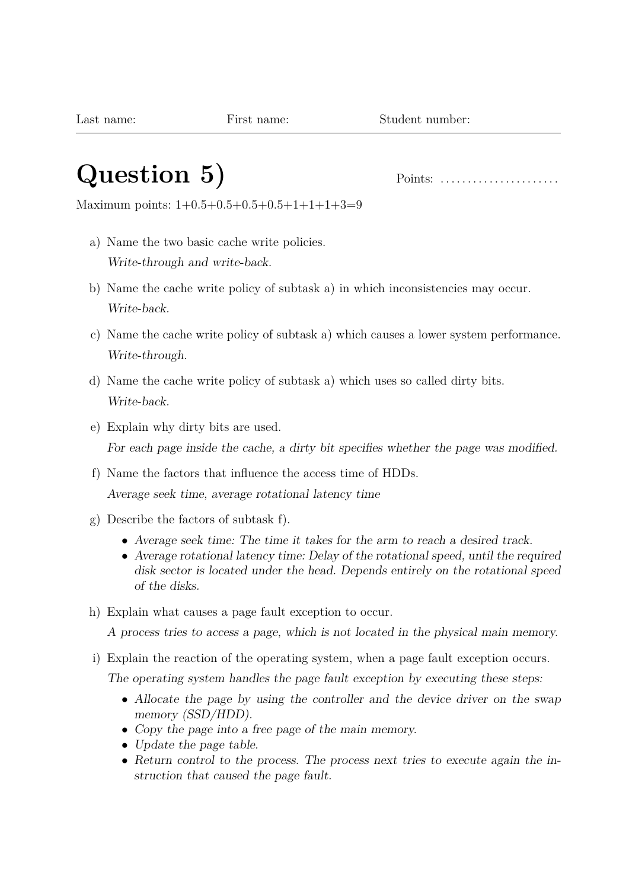Last name: First name: Student number:

# Question 5)

Points: ......................

Maximum points: 1+0.5+0.5+0.5+0.5+1+1+1+3=9

a) Name the two basic cache write policies.

*Write-through and write-back.*

b) Name the cache write policy of subtask a) in which inconsistencies may occur.

*Write-back.*

c) Name the cache write policy of subtask a) which causes a lower system performance.

*Write-through.*

d) Name the cache write policy of subtask a) which uses so called dirty bits.

*Write-back.*

e) Explain why dirty bits are used.

*For each page inside the cache, a dirty bit specifies whether the page was modified.*

f) Name the factors that influence the access time of HDDs.

*Average seek time, average rotational latency time*

g) Describe the factors of subtask f).

- *Average seek time: The time it takes for the arm to reach a desired track.*
- *Average rotational latency time: Delay of the rotational speed, until the required disk sector is located under the head. Depends entirely on the rotational speed of the disks.*

h) Explain what causes a page fault exception to occur.

*A process tries to access a page, which is not located in the physical main memory.*

i) Explain the reaction of the operating system, when a page fault exception occurs.

*The operating system handles the page fault exception by executing these steps:*

- *Allocate the page by using the controller and the device driver on the swap memory (SSD/HDD).*
- *Copy the page into a free page of the main memory.*
- *Update the page table.*
- *Return control to the process. The process next tries to execute again the instruction that caused the page fault.*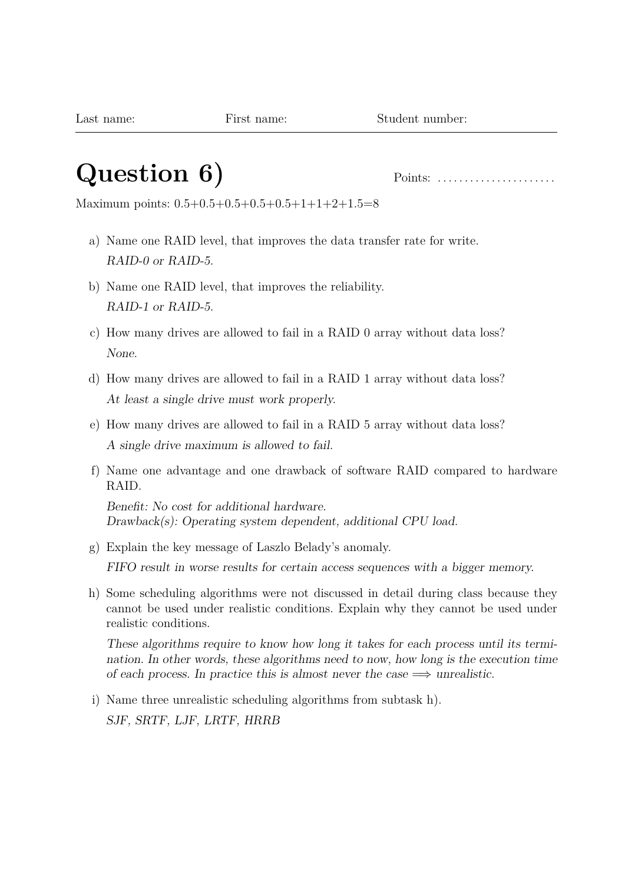Last name: First name: Student number:

# Question 6)

Points: ......................

Maximum points: 0.5+0.5+0.5+0.5+0.5+1+1+2+1.5=8

a) Name one RAID level, that improves the data transfer rate for write.

*RAID-0 or RAID-5.*

b) Name one RAID level, that improves the reliability.

*RAID-1 or RAID-5.*

c) How many drives are allowed to fail in a RAID 0 array without data loss?

*None.*

d) How many drives are allowed to fail in a RAID 1 array without data loss?

*At least a single drive must work properly.*

e) How many drives are allowed to fail in a RAID 5 array without data loss?

*A single drive maximum is allowed to fail.*

f) Name one advantage and one drawback of software RAID compared to hardware RAID.

*Benefit: No cost for additional hardware.*
*Drawback(s): Operating system dependent, additional CPU load.*

g) Explain the key message of Laszlo Belady's anomaly.

*FIFO result in worse results for certain access sequences with a bigger memory.*

h) Some scheduling algorithms were not discussed in detail during class because they cannot be used under realistic conditions. Explain why they cannot be used under realistic conditions.

*These algorithms require to know how long it takes for each process until its termination. In other words, these algorithms need to now, how long is the execution time of each process. In practice this is almost never the case $\Longrightarrow$ unrealistic.*

i) Name three unrealistic scheduling algorithms from subtask h).

*SJF, SRTF, LJF, LRTF, HRRB*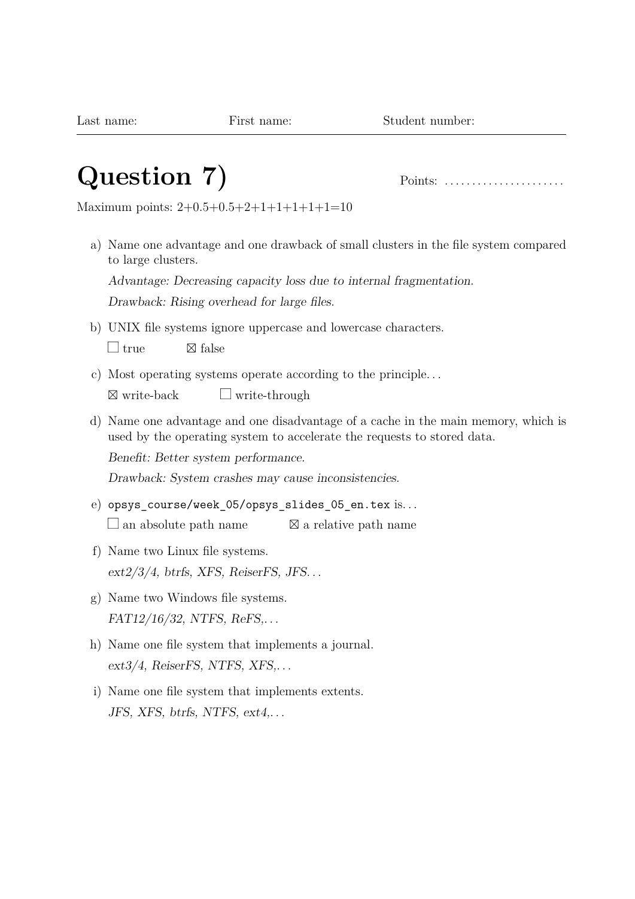Last name: First name: Student number:

# Question 7)

Points: ......................

Maximum points: 2+0.5+0.5+2+1+1+1+1+1=10

a) Name one advantage and one drawback of small clusters in the file system compared to large clusters.

*Advantage: Decreasing capacity loss due to internal fragmentation.*

*Drawback: Rising overhead for large files.*

b) UNIX file systems ignore uppercase and lowercase characters.

☐ true ☒ false

c) Most operating systems operate according to the principle...

☒ write-back ☐ write-through

d) Name one advantage and one disadvantage of a cache in the main memory, which is used by the operating system to accelerate the requests to stored data.

*Benefit: Better system performance.*

*Drawback: System crashes may cause inconsistencies.*

e) `opsys_course/week_05/opsys_slides_05_en.tex` is...

☐ an absolute path name ☒ a relative path name

f) Name two Linux file systems.

*ext2/3/4, btrfs, XFS, ReiserFS, JFS...*

g) Name two Windows file systems.

*FAT12/16/32, NTFS, ReFS,...*

h) Name one file system that implements a journal.

*ext3/4, ReiserFS, NTFS, XFS,...*

i) Name one file system that implements extents.

*JFS, XFS, btrfs, NTFS, ext4,...*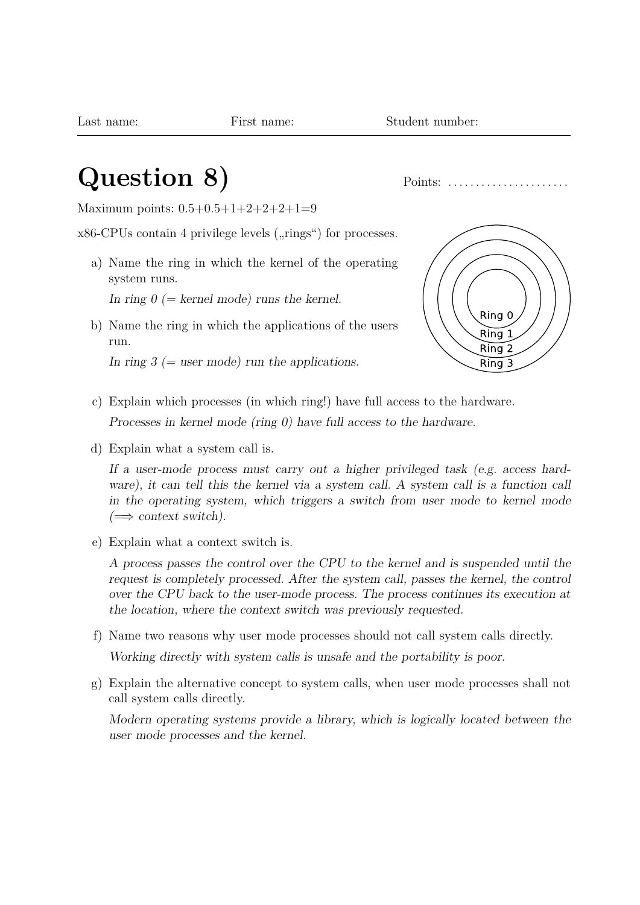Last name: First name: Student number:

# Question 8)

Points: ......................

Maximum points: 0.5+0.5+1+2+2+2+1=9

x86-CPUs contain 4 privilege levels („rings“) for processes.

a) Name the ring in which the kernel of the operating system runs.

   *In ring 0 (= kernel mode) runs the kernel.*

b) Name the ring in which the applications of the users run.

   *In ring 3 (= user mode) run the applications.*

Ring 0
Ring 1
Ring 2
Ring 3

c) Explain which processes (in which ring!) have full access to the hardware.

   *Processes in kernel mode (ring 0) have full access to the hardware.*

d) Explain what a system call is.

   *If a user-mode process must carry out a higher privileged task (e.g. access hardware), it can tell this the kernel via a system call. A system call is a function call in the operating system, which triggers a switch from user mode to kernel mode ($\Longrightarrow$ context switch).*

e) Explain what a context switch is.

   *A process passes the control over the CPU to the kernel and is suspended until the request is completely processed. After the system call, passes the kernel, the control over the CPU back to the user-mode process. The process continues its execution at the location, where the context switch was previously requested.*

f) Name two reasons why user mode processes should not call system calls directly.

   *Working directly with system calls is unsafe and the portability is poor.*

g) Explain the alternative concept to system calls, when user mode processes shall not call system calls directly.

   *Modern operating systems provide a library, which is logically located between the user mode processes and the kernel.*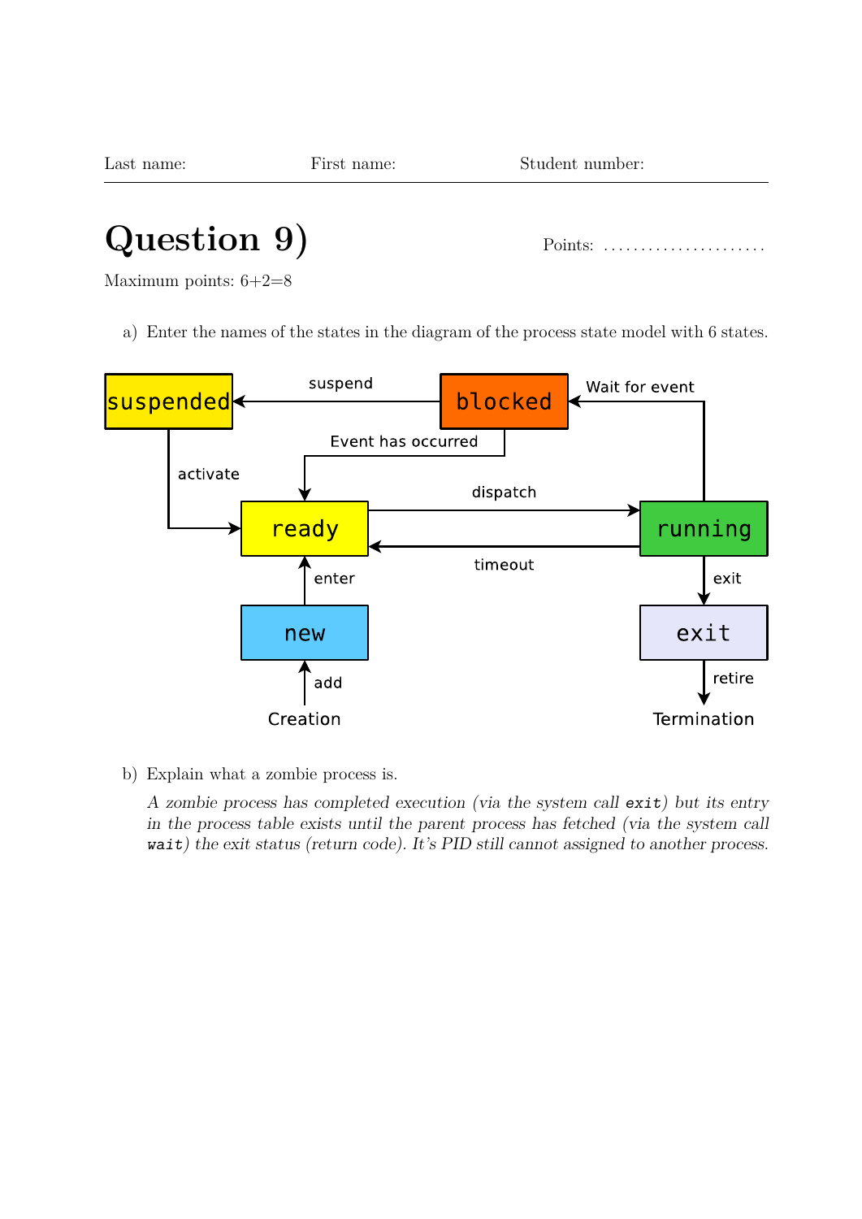Last name: First name: Student number:

# Question 9)

Points: ......................

Maximum points: 6+2=8

a) Enter the names of the states in the diagram of the process state model with 6 states.

suspended — suspend — blocked — Wait for event

Event has occurred

activate

ready — dispatch — running

timeout

enter — exit

new — exit

add — retire

Creation — Termination

b) Explain what a zombie process is.

*A zombie process has completed execution (via the system call `exit`) but its entry in the process table exists until the parent process has fetched (via the system call `wait`) the exit status (return code). It's PID still cannot assigned to another process.*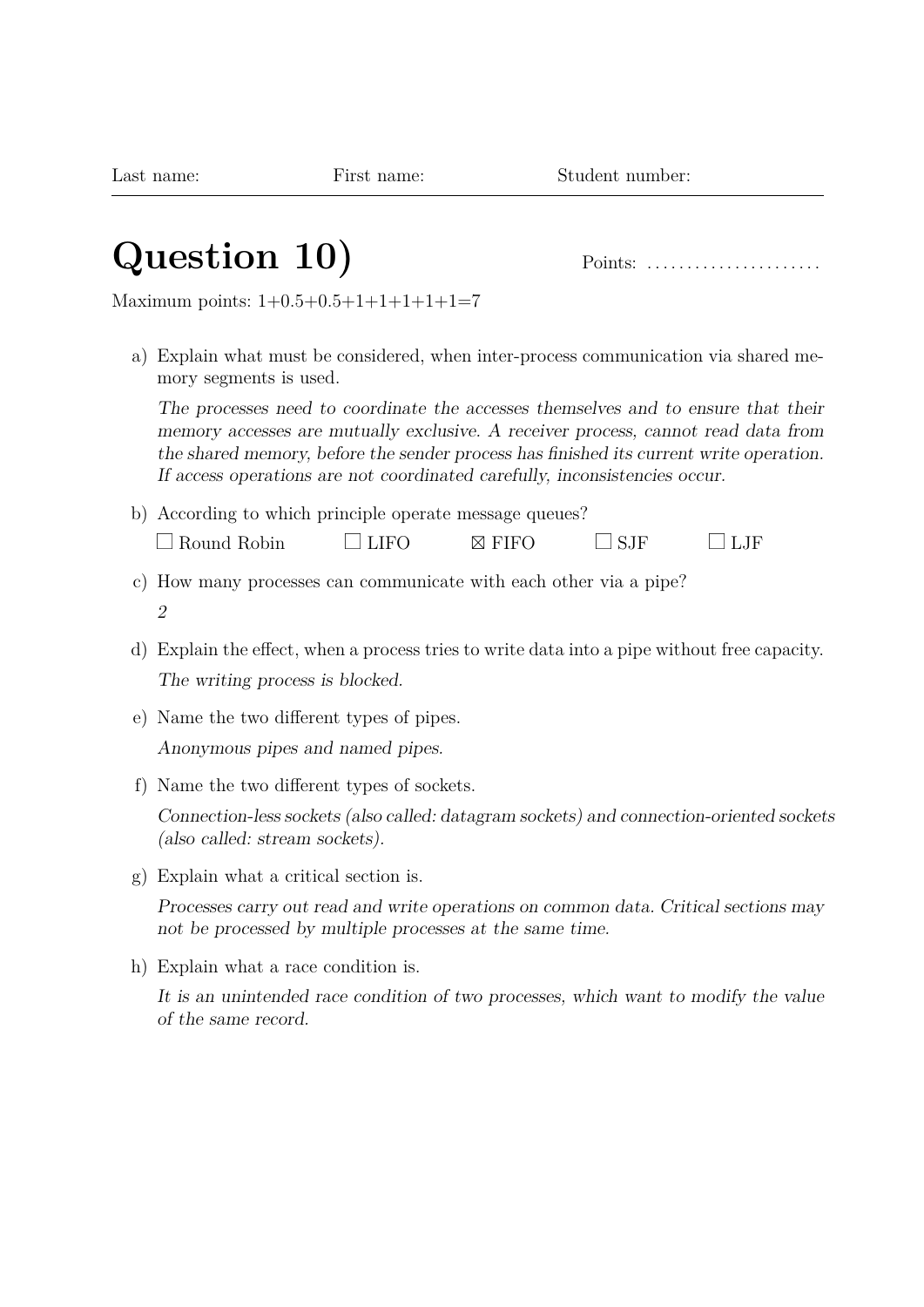Last name: First name: Student number:

# Question 10)

Points: ......................

Maximum points: 1+0.5+0.5+1+1+1+1+1=7

a) Explain what must be considered, when inter-process communication via shared memory segments is used.

   *The processes need to coordinate the accesses themselves and to ensure that their memory accesses are mutually exclusive. A receiver process, cannot read data from the shared memory, before the sender process has finished its current write operation. If access operations are not coordinated carefully, inconsistencies occur.*

b) According to which principle operate message queues?

   ☐ Round Robin ☐ LIFO ☒ FIFO ☐ SJF ☐ LJF

c) How many processes can communicate with each other via a pipe?

   *2*

d) Explain the effect, when a process tries to write data into a pipe without free capacity.

   *The writing process is blocked.*

e) Name the two different types of pipes.

   *Anonymous pipes and named pipes.*

f) Name the two different types of sockets.

   *Connection-less sockets (also called: datagram sockets) and connection-oriented sockets (also called: stream sockets).*

g) Explain what a critical section is.

   *Processes carry out read and write operations on common data. Critical sections may not be processed by multiple processes at the same time.*

h) Explain what a race condition is.

   *It is an unintended race condition of two processes, which want to modify the value of the same record.*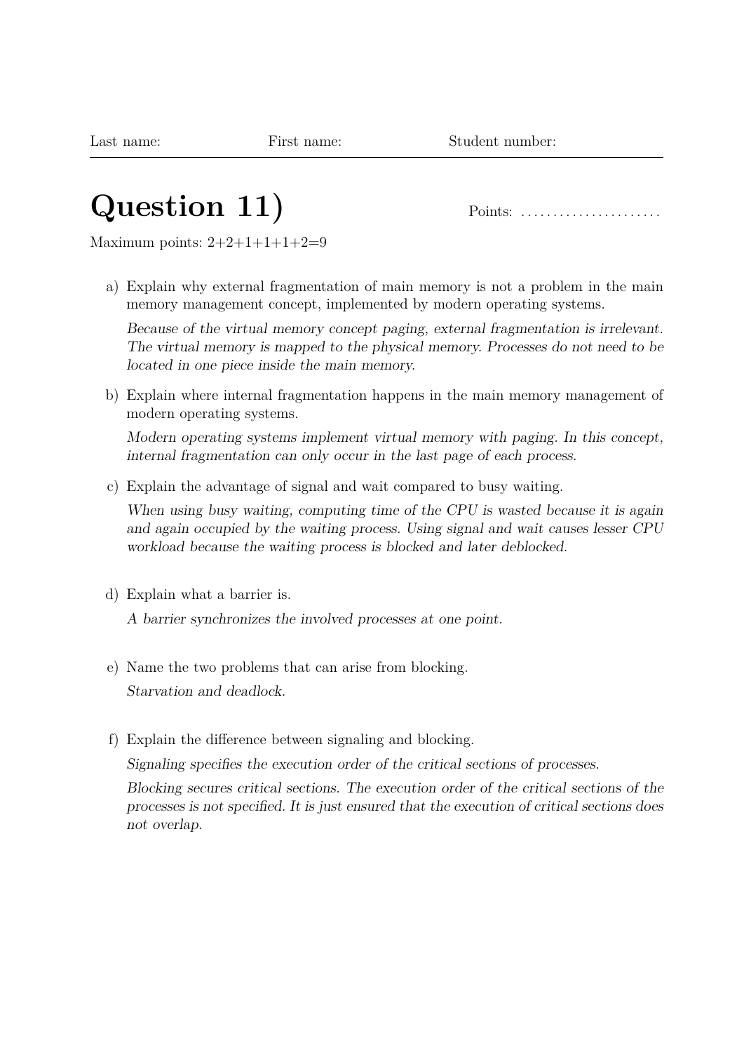Last name: First name: Student number:

# Question 11)

Points: ......................

Maximum points: 2+2+1+1+1+2=9

a) Explain why external fragmentation of main memory is not a problem in the main memory management concept, implemented by modern operating systems.

   *Because of the virtual memory concept paging, external fragmentation is irrelevant. The virtual memory is mapped to the physical memory. Processes do not need to be located in one piece inside the main memory.*

b) Explain where internal fragmentation happens in the main memory management of modern operating systems.

   *Modern operating systems implement virtual memory with paging. In this concept, internal fragmentation can only occur in the last page of each process.*

c) Explain the advantage of signal and wait compared to busy waiting.

   *When using busy waiting, computing time of the CPU is wasted because it is again and again occupied by the waiting process. Using signal and wait causes lesser CPU workload because the waiting process is blocked and later deblocked.*

d) Explain what a barrier is.

   *A barrier synchronizes the involved processes at one point.*

e) Name the two problems that can arise from blocking.

   *Starvation and deadlock.*

f) Explain the difference between signaling and blocking.

   *Signaling specifies the execution order of the critical sections of processes.*

   *Blocking secures critical sections. The execution order of the critical sections of the processes is not specified. It is just ensured that the execution of critical sections does not overlap.*